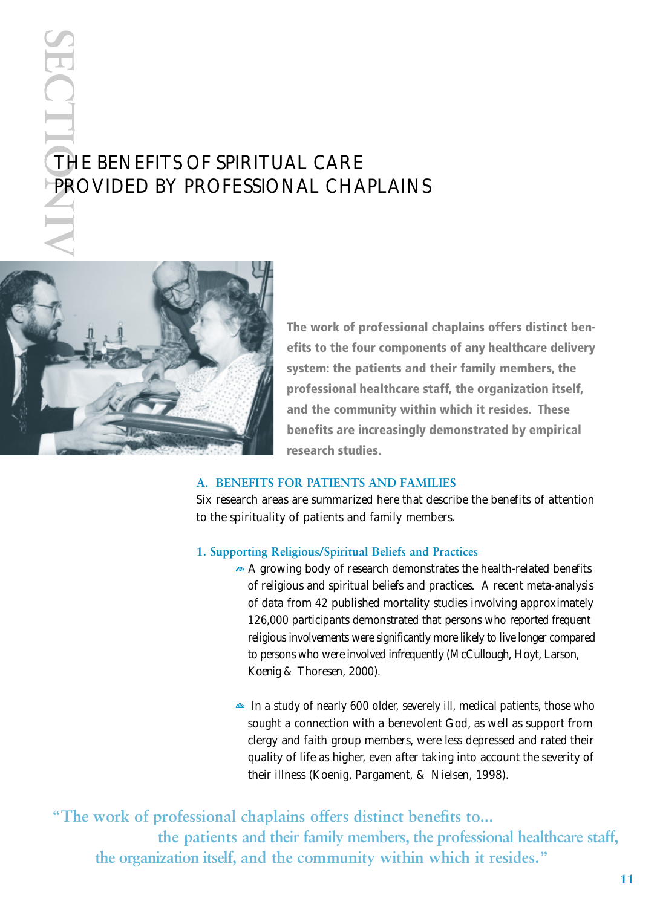SECTION IV

# THE BENEFITS OF SPIRITUAL CARE PROVIDED BY PROFESSIONAL CHAPLAINS

**The work of professional chaplains offers distinct benefits to the four components of any healthcare delivery system: the patients and their family members, the professional healthcare staff, the organization itself, and the community within which it resides. These benefits are increasingly demonstrated by empirical research studies.**

## A. BENEFITS FOR PATIENTS AND FAMILIES

Six research areas are summarized here that describe the benefits of attention to the spirituality of patients and family members.

### 1. Supporting Religious/Spiritual Beliefs and Practices

- A growing body of research demonstrates the health-related benefits of religious and spiritual beliefs and practices. A recent meta-analysis of data from 42 published mortality studies involving approximately 126,000 participants demonstrated that persons who reported frequent religious involvements were significantly more likely to live longer compared to persons who were involved infrequently (McCullough, Hoyt, Larson, Koenig & Thoresen, 2000).

- In a study of nearly 600 older, severely ill, medical patients, those who sought a connection with a benevolent God, as well as support from clergy and faith group members, were less depressed and rated their quality of life as higher, even after taking into account the severity of their illness (Koenig, Pargament, & Nielsen, 1998).

"The work of professional chaplains offers distinct benefits to... the patients and their family members, the professional healthcare staff, the organization itself, and the community within which it resides."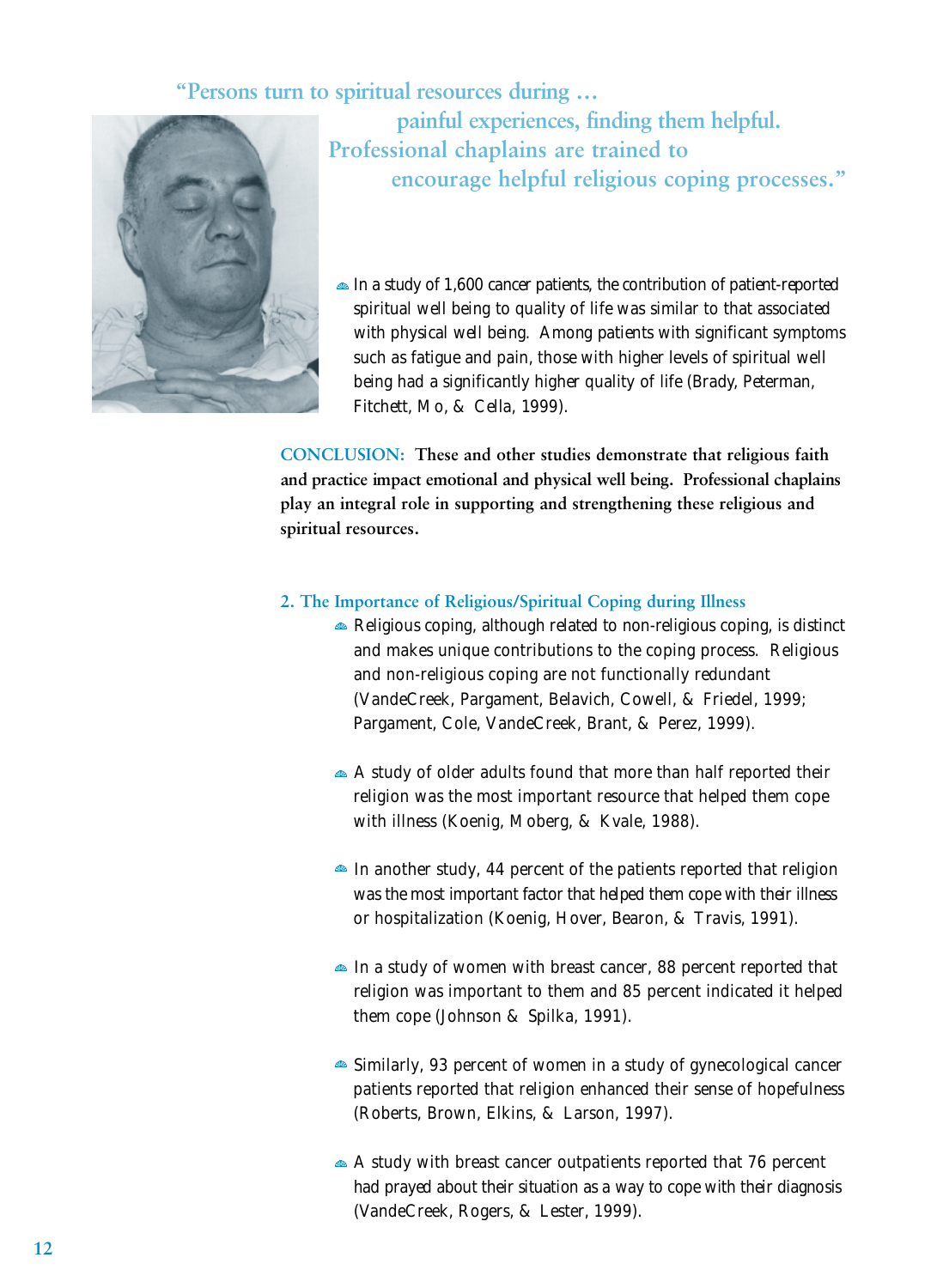> "Persons turn to spiritual resources during … painful experiences, finding them helpful. Professional chaplains are trained to encourage helpful religious coping processes."

- In a study of 1,600 cancer patients, the contribution of patient-reported spiritual well being to quality of life was similar to that associated with physical well being. Among patients with significant symptoms such as fatigue and pain, those with higher levels of spiritual well being had a significantly higher quality of life (Brady, Peterman, Fitchett, Mo, & Cella, 1999).

**CONCLUSION: These and other studies demonstrate that religious faith and practice impact emotional and physical well being. Professional chaplains play an integral role in supporting and strengthening these religious and spiritual resources.**

## 2. The Importance of Religious/Spiritual Coping during Illness

- Religious coping, although related to non-religious coping, is distinct and makes unique contributions to the coping process. Religious and non-religious coping are not functionally redundant (VandeCreek, Pargament, Belavich, Cowell, & Friedel, 1999; Pargament, Cole, VandeCreek, Brant, & Perez, 1999).

- A study of older adults found that more than half reported their religion was the most important resource that helped them cope with illness (Koenig, Moberg, & Kvale, 1988).

- In another study, 44 percent of the patients reported that religion was the most important factor that helped them cope with their illness or hospitalization (Koenig, Hover, Bearon, & Travis, 1991).

- In a study of women with breast cancer, 88 percent reported that religion was important to them and 85 percent indicated it helped them cope (Johnson & Spilka, 1991).

- Similarly, 93 percent of women in a study of gynecological cancer patients reported that religion enhanced their sense of hopefulness (Roberts, Brown, Elkins, & Larson, 1997).

- A study with breast cancer outpatients reported that 76 percent had prayed about their situation as a way to cope with their diagnosis (VandeCreek, Rogers, & Lester, 1999).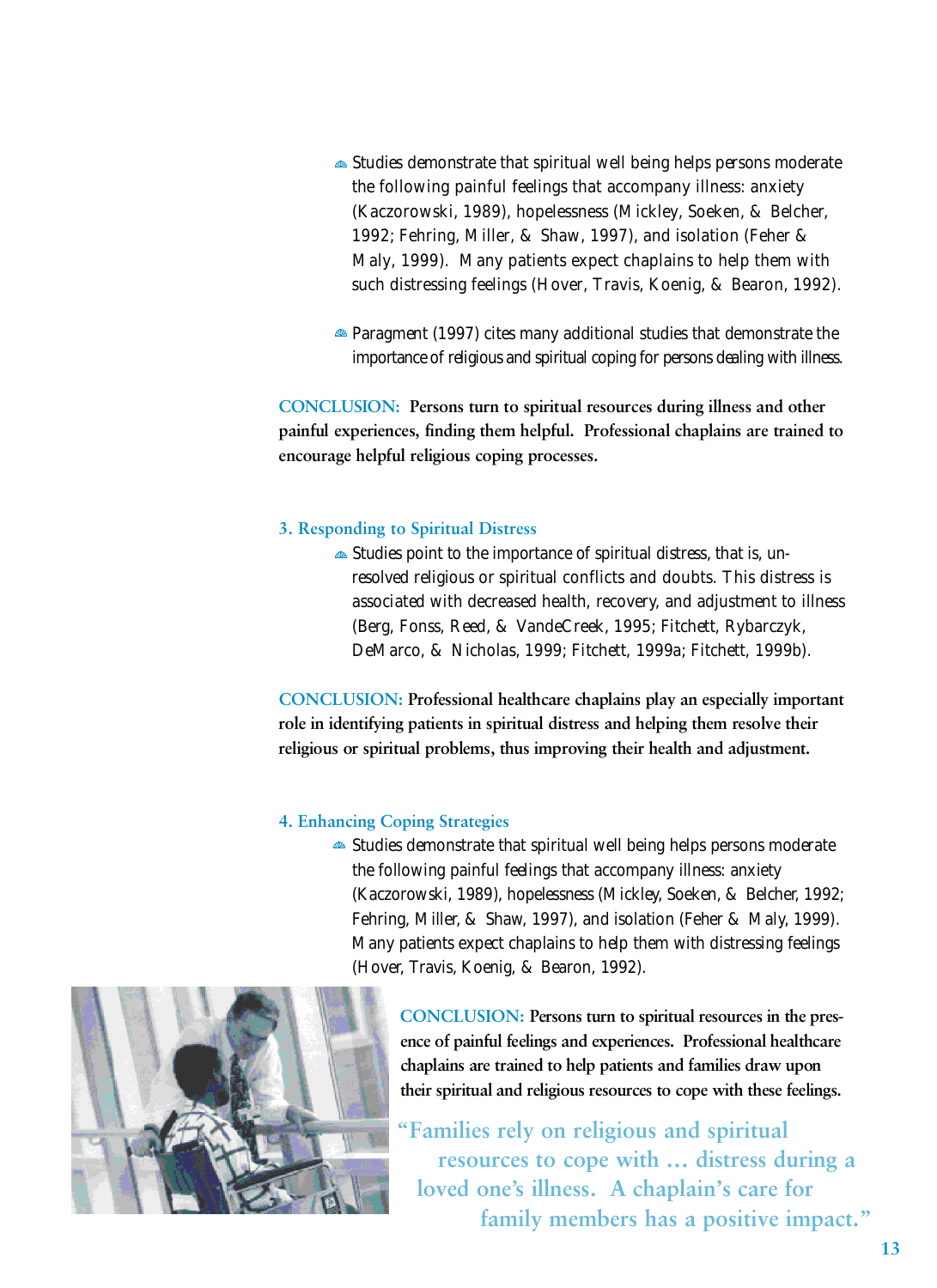- Studies demonstrate that spiritual well being helps persons moderate the following painful feelings that accompany illness: anxiety (Kaczorowski, 1989), hopelessness (Mickley, Soeken, & Belcher, 1992; Fehring, Miller, & Shaw, 1997), and isolation (Feher & Maly, 1999). Many patients expect chaplains to help them with such distressing feelings (Hover, Travis, Koenig, & Bearon, 1992).

- Paragment (1997) cites many additional studies that demonstrate the importance of religious and spiritual coping for persons dealing with illness.

**CONCLUSION: Persons turn to spiritual resources during illness and other painful experiences, finding them helpful. Professional chaplains are trained to encourage helpful religious coping processes.**

### 3. Responding to Spiritual Distress

- Studies point to the importance of spiritual distress, that is, unresolved religious or spiritual conflicts and doubts. This distress is associated with decreased health, recovery, and adjustment to illness (Berg, Fonss, Reed, & VandeCreek, 1995; Fitchett, Rybarczyk, DeMarco, & Nicholas, 1999; Fitchett, 1999a; Fitchett, 1999b).

**CONCLUSION: Professional healthcare chaplains play an especially important role in identifying patients in spiritual distress and helping them resolve their religious or spiritual problems, thus improving their health and adjustment.**

### 4. Enhancing Coping Strategies

- Studies demonstrate that spiritual well being helps persons moderate the following painful feelings that accompany illness: anxiety (Kaczorowski, 1989), hopelessness (Mickley, Soeken, & Belcher, 1992; Fehring, Miller, & Shaw, 1997), and isolation (Feher & Maly, 1999). Many patients expect chaplains to help them with distressing feelings (Hover, Travis, Koenig, & Bearon, 1992).

**CONCLUSION: Persons turn to spiritual resources in the presence of painful feelings and experiences. Professional healthcare chaplains are trained to help patients and families draw upon their spiritual and religious resources to cope with these feelings.**

"Families rely on religious and spiritual resources to cope with … distress during a loved one's illness. A chaplain's care for family members has a positive impact."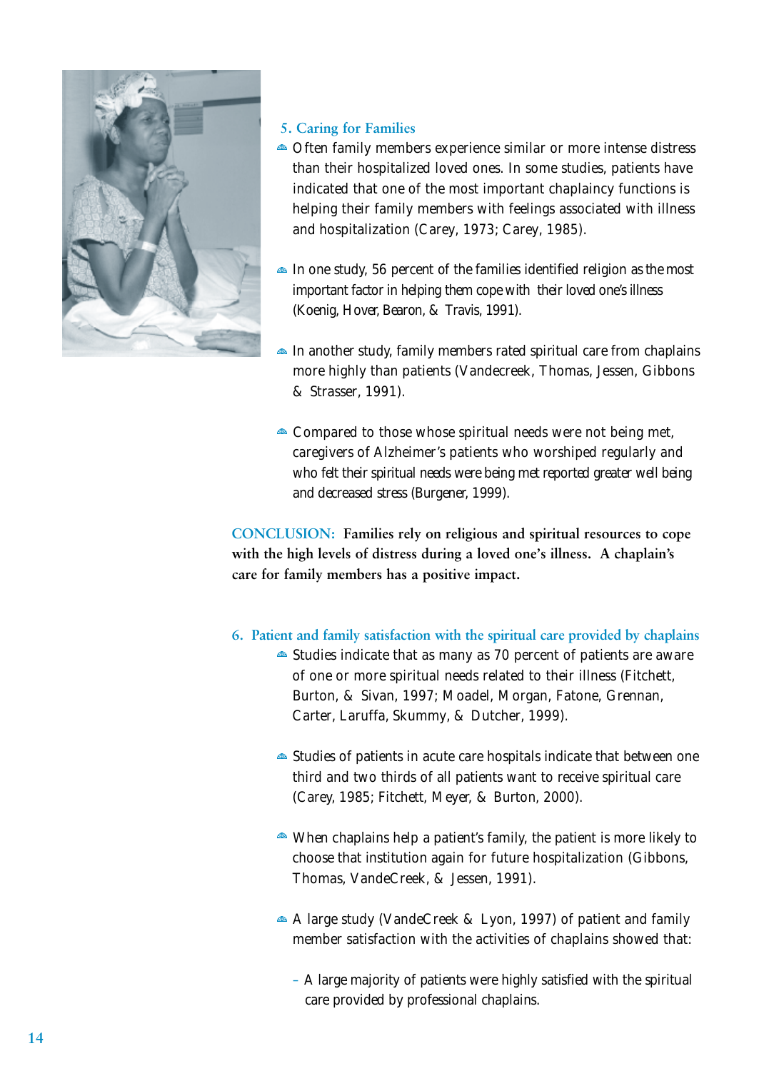## 5. Caring for Families

- Often family members experience similar or more intense distress than their hospitalized loved ones. In some studies, patients have indicated that one of the most important chaplaincy functions is helping their family members with feelings associated with illness and hospitalization (Carey, 1973; Carey, 1985).

- In one study, 56 percent of the families identified religion as the most important factor in helping them cope with their loved one's illness (Koenig, Hover, Bearon, & Travis, 1991).

- In another study, family members rated spiritual care from chaplains more highly than patients (Vandecreek, Thomas, Jessen, Gibbons & Strasser, 1991).

- Compared to those whose spiritual needs were not being met, caregivers of Alzheimer's patients who worshiped regularly and who felt their spiritual needs were being met reported greater well being and decreased stress (Burgener, 1999).

**CONCLUSION: Families rely on religious and spiritual resources to cope with the high levels of distress during a loved one's illness. A chaplain's care for family members has a positive impact.**

## 6. Patient and family satisfaction with the spiritual care provided by chaplains

- Studies indicate that as many as 70 percent of patients are aware of one or more spiritual needs related to their illness (Fitchett, Burton, & Sivan, 1997; Moadel, Morgan, Fatone, Grennan, Carter, Laruffa, Skummy, & Dutcher, 1999).

- Studies of patients in acute care hospitals indicate that between one third and two thirds of all patients want to receive spiritual care (Carey, 1985; Fitchett, Meyer, & Burton, 2000).

- When chaplains help a patient's family, the patient is more likely to choose that institution again for future hospitalization (Gibbons, Thomas, VandeCreek, & Jessen, 1991).

- A large study (VandeCreek & Lyon, 1997) of patient and family member satisfaction with the activities of chaplains showed that:

  - A large majority of patients were highly satisfied with the spiritual care provided by professional chaplains.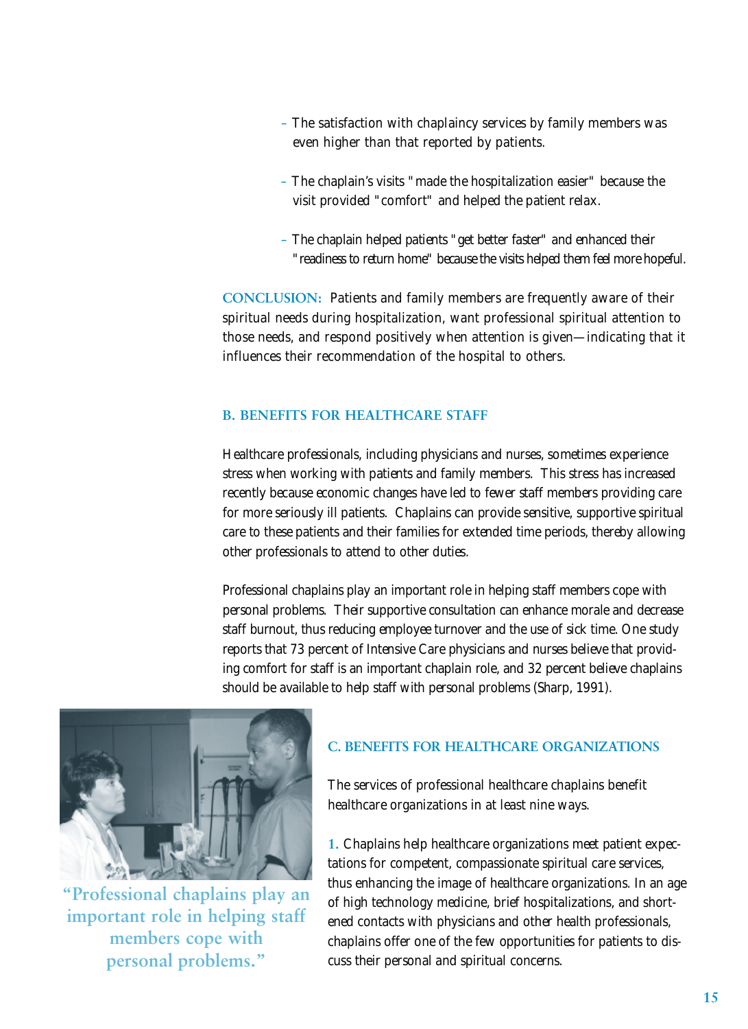- The satisfaction with chaplaincy services by family members was even higher than that reported by patients.

- The chaplain's visits "made the hospitalization easier" because the visit provided "comfort" and helped the patient relax.

- The chaplain helped patients "get better faster" and enhanced their "readiness to return home" because the visits helped them feel more hopeful.

**CONCLUSION:** Patients and family members are frequently aware of their spiritual needs during hospitalization, want professional spiritual attention to those needs, and respond positively when attention is given—indicating that it influences their recommendation of the hospital to others.

### B. BENEFITS FOR HEALTHCARE STAFF

Healthcare professionals, including physicians and nurses, sometimes experience stress when working with patients and family members. This stress has increased recently because economic changes have led to fewer staff members providing care for more seriously ill patients. Chaplains can provide sensitive, supportive spiritual care to these patients and their families for extended time periods, thereby allowing other professionals to attend to other duties.

Professional chaplains play an important role in helping staff members cope with personal problems. Their supportive consultation can enhance morale and decrease staff burnout, thus reducing employee turnover and the use of sick time. One study reports that 73 percent of Intensive Care physicians and nurses believe that providing comfort for staff is an important chaplain role, and 32 percent believe chaplains should be available to help staff with personal problems (Sharp, 1991).

"Professional chaplains play an important role in helping staff members cope with personal problems."

### C. BENEFITS FOR HEALTHCARE ORGANIZATIONS

The services of professional healthcare chaplains benefit healthcare organizations in at least nine ways.

1. Chaplains help healthcare organizations meet patient expectations for competent, compassionate spiritual care services, thus enhancing the image of healthcare organizations. In an age of high technology medicine, brief hospitalizations, and shortened contacts with physicians and other health professionals, chaplains offer one of the few opportunities for patients to discuss their personal and spiritual concerns.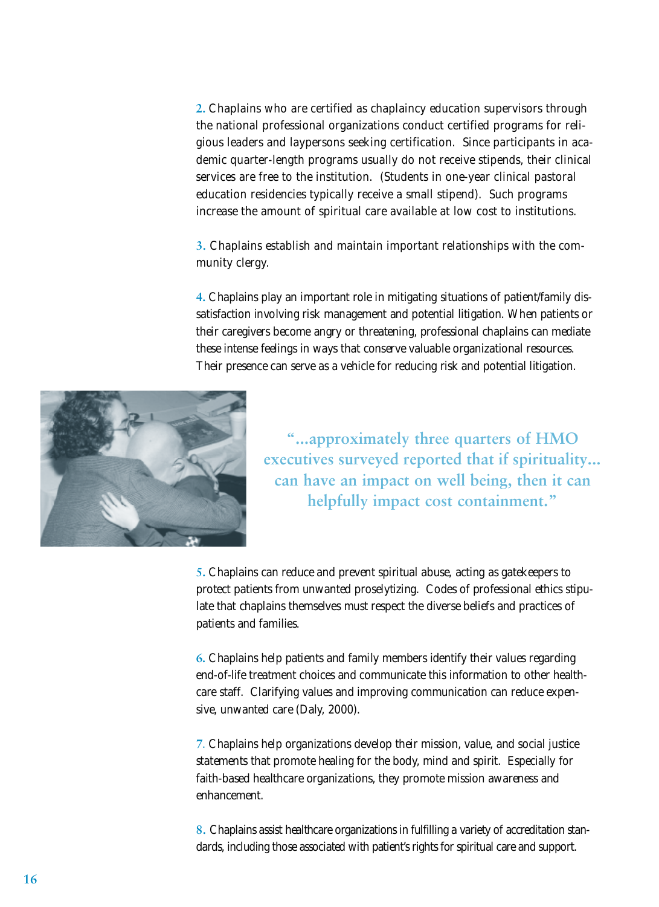2. Chaplains who are certified as chaplaincy education supervisors through the national professional organizations conduct certified programs for religious leaders and laypersons seeking certification. Since participants in academic quarter-length programs usually do not receive stipends, their clinical services are free to the institution. (Students in one-year clinical pastoral education residencies typically receive a small stipend). Such programs increase the amount of spiritual care available at low cost to institutions.

3. Chaplains establish and maintain important relationships with the community clergy.

4. Chaplains play an important role in mitigating situations of patient/family dissatisfaction involving risk management and potential litigation. When patients or their caregivers become angry or threatening, professional chaplains can mediate these intense feelings in ways that conserve valuable organizational resources. Their presence can serve as a vehicle for reducing risk and potential litigation.

**"...approximately three quarters of HMO executives surveyed reported that if spirituality... can have an impact on well being, then it can helpfully impact cost containment."**

5. Chaplains can reduce and prevent spiritual abuse, acting as gatekeepers to protect patients from unwanted proselytizing. Codes of professional ethics stipulate that chaplains themselves must respect the diverse beliefs and practices of patients and families.

6. Chaplains help patients and family members identify their values regarding end-of-life treatment choices and communicate this information to other healthcare staff. Clarifying values and improving communication can reduce expensive, unwanted care (Daly, 2000).

7. Chaplains help organizations develop their mission, value, and social justice statements that promote healing for the body, mind and spirit. Especially for faith-based healthcare organizations, they promote mission awareness and enhancement.

8. Chaplains assist healthcare organizations in fulfilling a variety of accreditation standards, including those associated with patient's rights for spiritual care and support.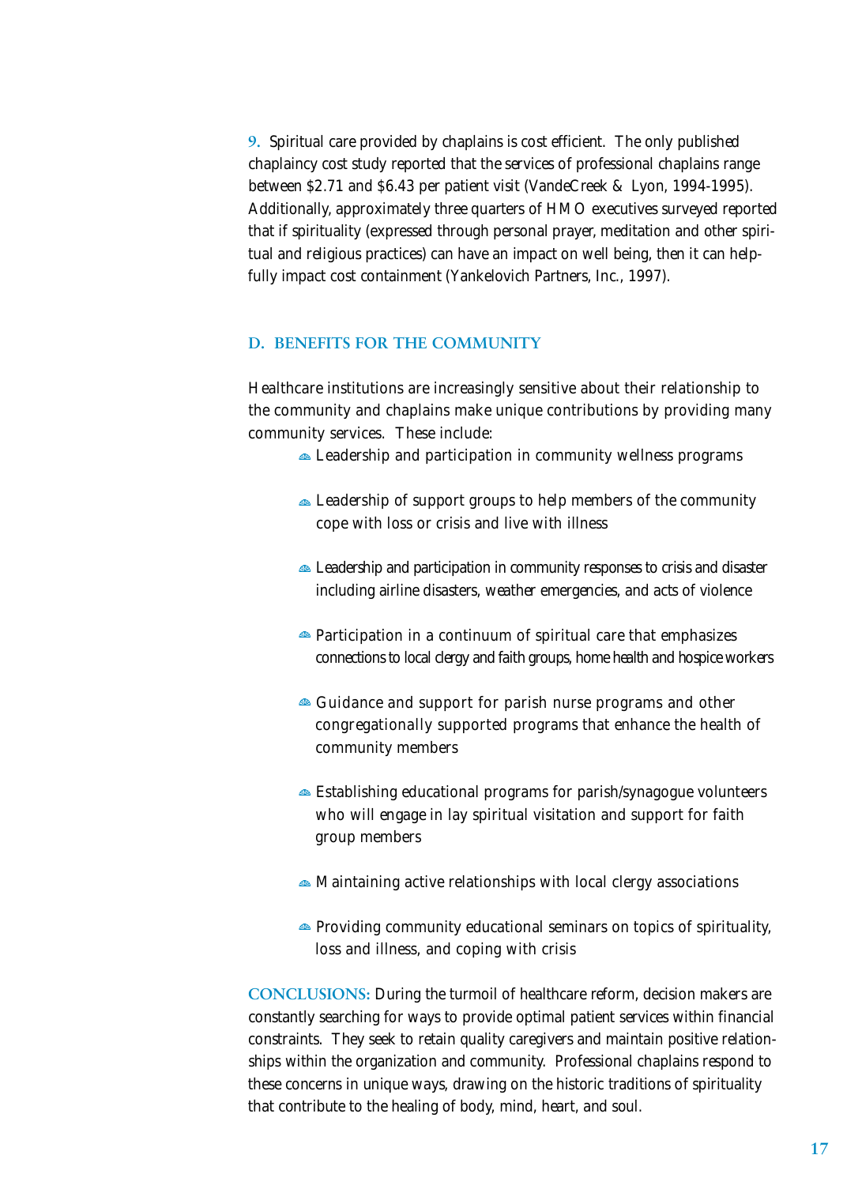**9.** Spiritual care provided by chaplains is cost efficient. The only published chaplaincy cost study reported that the services of professional chaplains range between $2.71 and $6.43 per patient visit (VandeCreek & Lyon, 1994-1995). Additionally, approximately three quarters of HMO executives surveyed reported that if spirituality (expressed through personal prayer, meditation and other spiritual and religious practices) can have an impact on well being, then it can helpfully impact cost containment (Yankelovich Partners, Inc., 1997).

## D. BENEFITS FOR THE COMMUNITY

Healthcare institutions are increasingly sensitive about their relationship to the community and chaplains make unique contributions by providing many community services. These include:

- Leadership and participation in community wellness programs
- Leadership of support groups to help members of the community cope with loss or crisis and live with illness
- Leadership and participation in community responses to crisis and disaster including airline disasters, weather emergencies, and acts of violence
- Participation in a continuum of spiritual care that emphasizes connections to local clergy and faith groups, home health and hospice workers
- Guidance and support for parish nurse programs and other congregationally supported programs that enhance the health of community members
- Establishing educational programs for parish/synagogue volunteers who will engage in lay spiritual visitation and support for faith group members
- Maintaining active relationships with local clergy associations
- Providing community educational seminars on topics of spirituality, loss and illness, and coping with crisis

**CONCLUSIONS:** During the turmoil of healthcare reform, decision makers are constantly searching for ways to provide optimal patient services within financial constraints. They seek to retain quality caregivers and maintain positive relationships within the organization and community. Professional chaplains respond to these concerns in unique ways, drawing on the historic traditions of spirituality that contribute to the healing of body, mind, heart, and soul.